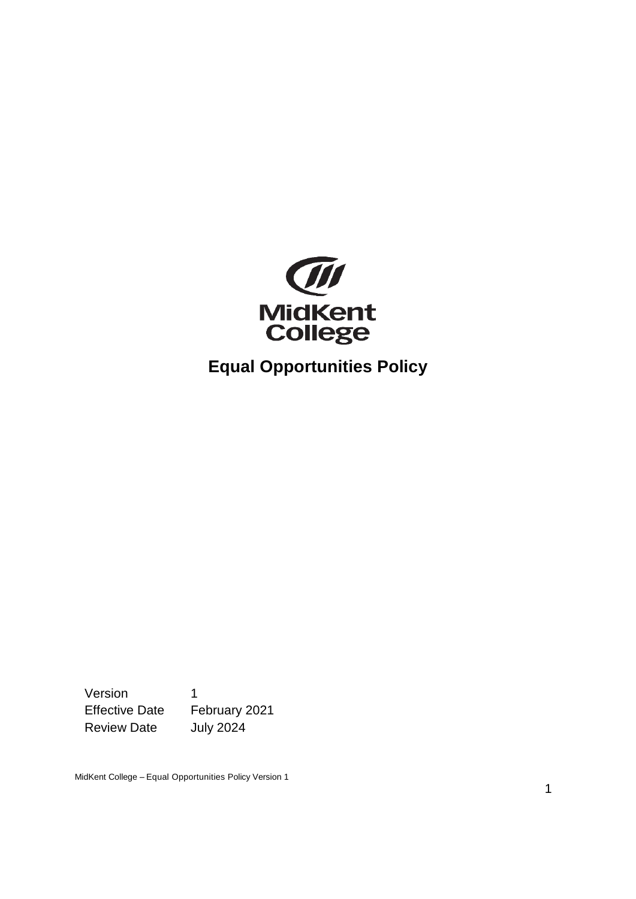MidKent College

# Equal Opportunities Policy

| Version | 1 |
| --- | --- |
| Effective Date | February 2021 |
| Review Date | July 2024 |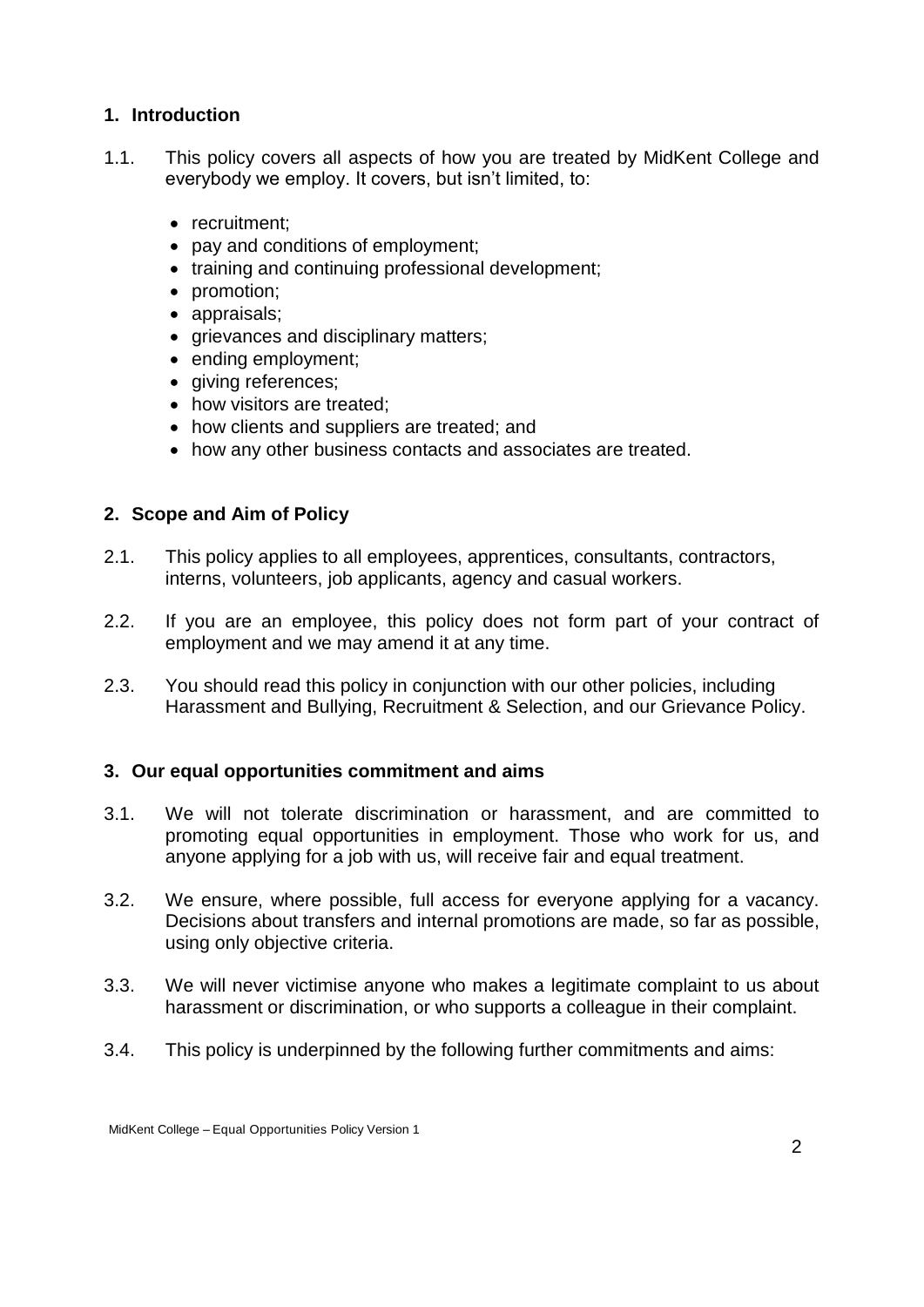## 1. Introduction

1.1. This policy covers all aspects of how you are treated by MidKent College and everybody we employ. It covers, but isn't limited, to:

- recruitment;
- pay and conditions of employment;
- training and continuing professional development;
- promotion;
- appraisals;
- grievances and disciplinary matters;
- ending employment;
- giving references;
- how visitors are treated;
- how clients and suppliers are treated; and
- how any other business contacts and associates are treated.

## 2. Scope and Aim of Policy

2.1. This policy applies to all employees, apprentices, consultants, contractors, interns, volunteers, job applicants, agency and casual workers.

2.2. If you are an employee, this policy does not form part of your contract of employment and we may amend it at any time.

2.3. You should read this policy in conjunction with our other policies, including Harassment and Bullying, Recruitment & Selection, and our Grievance Policy.

## 3. Our equal opportunities commitment and aims

3.1. We will not tolerate discrimination or harassment, and are committed to promoting equal opportunities in employment. Those who work for us, and anyone applying for a job with us, will receive fair and equal treatment.

3.2. We ensure, where possible, full access for everyone applying for a vacancy. Decisions about transfers and internal promotions are made, so far as possible, using only objective criteria.

3.3. We will never victimise anyone who makes a legitimate complaint to us about harassment or discrimination, or who supports a colleague in their complaint.

3.4. This policy is underpinned by the following further commitments and aims: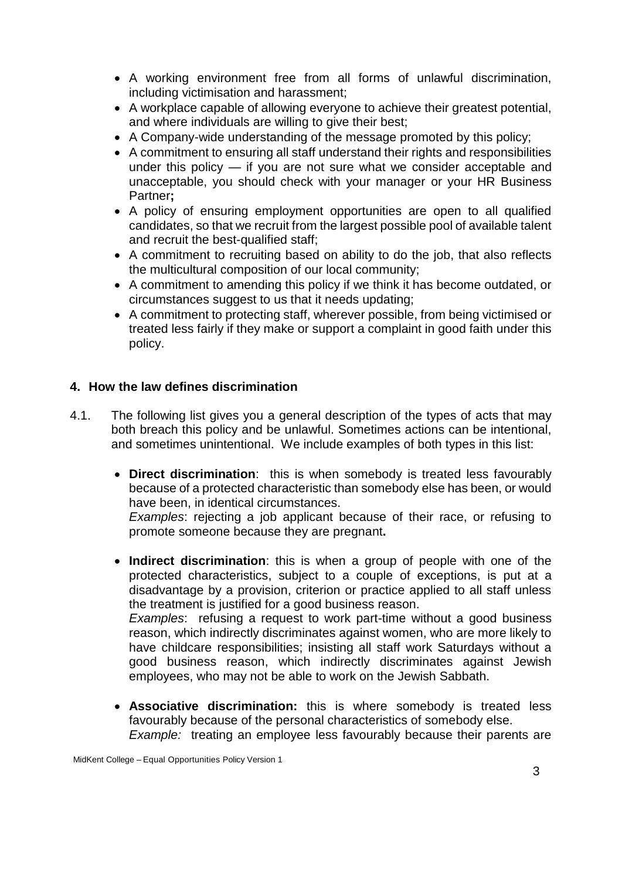- A working environment free from all forms of unlawful discrimination, including victimisation and harassment;
- A workplace capable of allowing everyone to achieve their greatest potential, and where individuals are willing to give their best;
- A Company-wide understanding of the message promoted by this policy;
- A commitment to ensuring all staff understand their rights and responsibilities under this policy — if you are not sure what we consider acceptable and unacceptable, you should check with your manager or your HR Business Partner**;**
- A policy of ensuring employment opportunities are open to all qualified candidates, so that we recruit from the largest possible pool of available talent and recruit the best-qualified staff;
- A commitment to recruiting based on ability to do the job, that also reflects the multicultural composition of our local community;
- A commitment to amending this policy if we think it has become outdated, or circumstances suggest to us that it needs updating;
- A commitment to protecting staff, wherever possible, from being victimised or treated less fairly if they make or support a complaint in good faith under this policy.

## 4. How the law defines discrimination

4.1. The following list gives you a general description of the types of acts that may both breach this policy and be unlawful. Sometimes actions can be intentional, and sometimes unintentional. We include examples of both types in this list:

- **Direct discrimination**: this is when somebody is treated less favourably because of a protected characteristic than somebody else has been, or would have been, in identical circumstances.
  *Examples*: rejecting a job applicant because of their race, or refusing to promote someone because they are pregnant**.**

- **Indirect discrimination**: this is when a group of people with one of the protected characteristics, subject to a couple of exceptions, is put at a disadvantage by a provision, criterion or practice applied to all staff unless the treatment is justified for a good business reason.
  *Examples*: refusing a request to work part-time without a good business reason, which indirectly discriminates against women, who are more likely to have childcare responsibilities; insisting all staff work Saturdays without a good business reason, which indirectly discriminates against Jewish employees, who may not be able to work on the Jewish Sabbath.

- **Associative discrimination:** this is where somebody is treated less favourably because of the personal characteristics of somebody else.
  *Example:* treating an employee less favourably because their parents are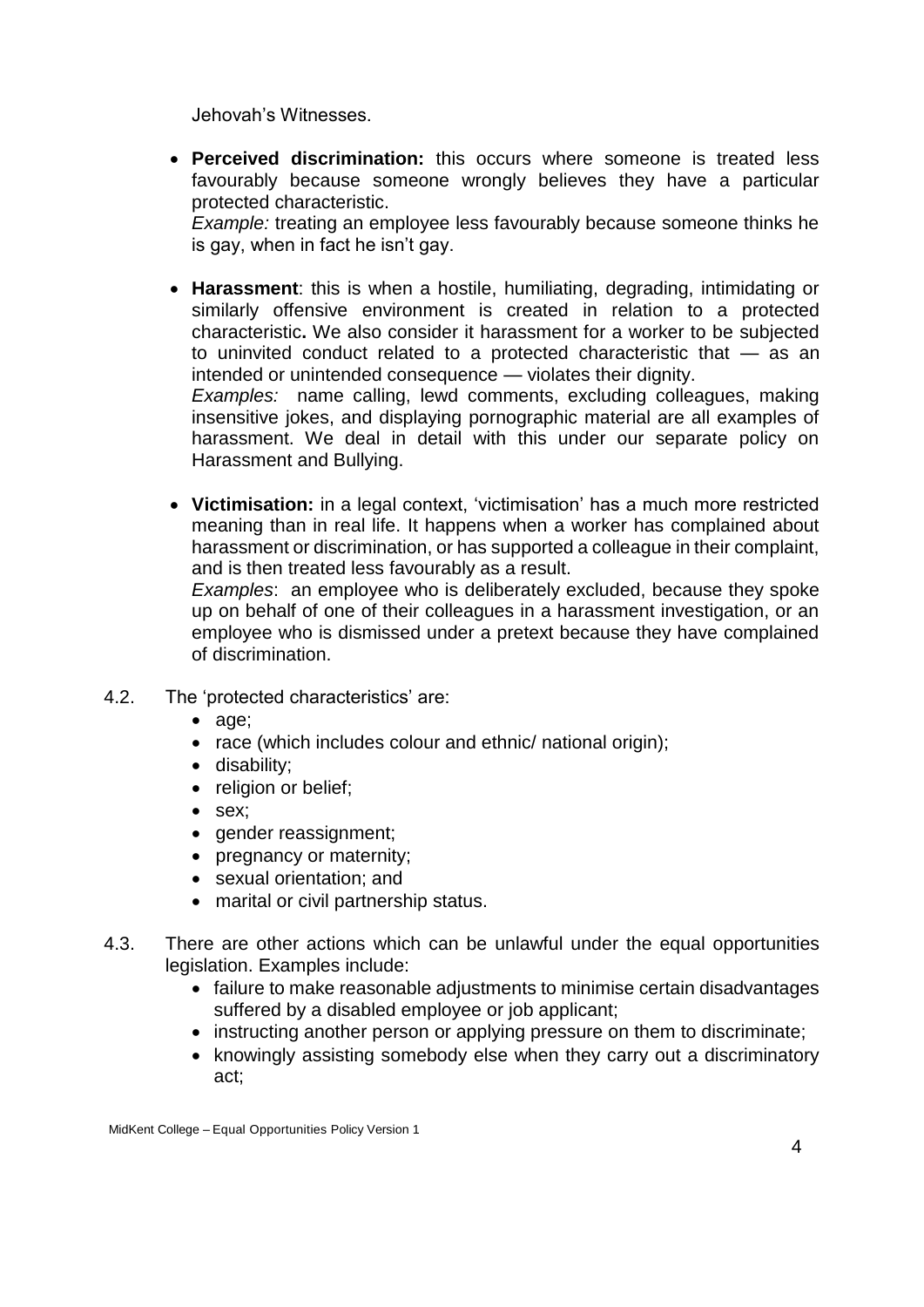Jehovah's Witnesses.

- **Perceived discrimination:** this occurs where someone is treated less favourably because someone wrongly believes they have a particular protected characteristic.
  *Example:* treating an employee less favourably because someone thinks he is gay, when in fact he isn't gay.

- **Harassment**: this is when a hostile, humiliating, degrading, intimidating or similarly offensive environment is created in relation to a protected characteristic**.** We also consider it harassment for a worker to be subjected to uninvited conduct related to a protected characteristic that — as an intended or unintended consequence — violates their dignity.
  *Examples:* name calling, lewd comments, excluding colleagues, making insensitive jokes, and displaying pornographic material are all examples of harassment. We deal in detail with this under our separate policy on Harassment and Bullying.

- **Victimisation:** in a legal context, 'victimisation' has a much more restricted meaning than in real life. It happens when a worker has complained about harassment or discrimination, or has supported a colleague in their complaint, and is then treated less favourably as a result.
  *Examples*: an employee who is deliberately excluded, because they spoke up on behalf of one of their colleagues in a harassment investigation, or an employee who is dismissed under a pretext because they have complained of discrimination.

4.2. The 'protected characteristics' are:

- age;
- race (which includes colour and ethnic/ national origin);
- disability;
- religion or belief;
- sex;
- gender reassignment;
- pregnancy or maternity;
- sexual orientation; and
- marital or civil partnership status.

4.3. There are other actions which can be unlawful under the equal opportunities legislation. Examples include:

- failure to make reasonable adjustments to minimise certain disadvantages suffered by a disabled employee or job applicant;
- instructing another person or applying pressure on them to discriminate;
- knowingly assisting somebody else when they carry out a discriminatory act;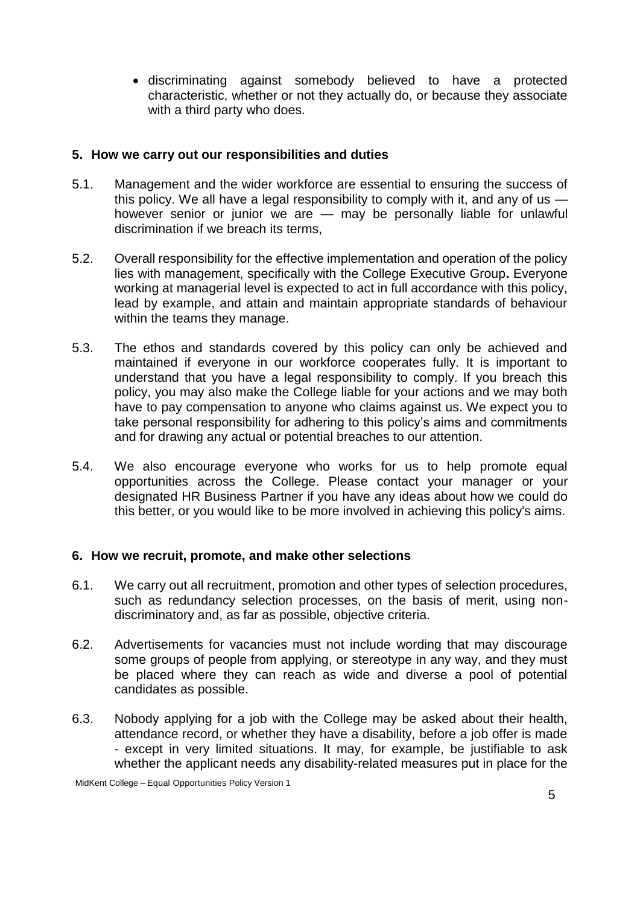- discriminating against somebody believed to have a protected characteristic, whether or not they actually do, or because they associate with a third party who does.

## 5. How we carry out our responsibilities and duties

5.1. Management and the wider workforce are essential to ensuring the success of this policy. We all have a legal responsibility to comply with it, and any of us — however senior or junior we are — may be personally liable for unlawful discrimination if we breach its terms,

5.2. Overall responsibility for the effective implementation and operation of the policy lies with management, specifically with the College Executive Group**.** Everyone working at managerial level is expected to act in full accordance with this policy, lead by example, and attain and maintain appropriate standards of behaviour within the teams they manage.

5.3. The ethos and standards covered by this policy can only be achieved and maintained if everyone in our workforce cooperates fully. It is important to understand that you have a legal responsibility to comply. If you breach this policy, you may also make the College liable for your actions and we may both have to pay compensation to anyone who claims against us. We expect you to take personal responsibility for adhering to this policy's aims and commitments and for drawing any actual or potential breaches to our attention.

5.4. We also encourage everyone who works for us to help promote equal opportunities across the College. Please contact your manager or your designated HR Business Partner if you have any ideas about how we could do this better, or you would like to be more involved in achieving this policy's aims.

## 6. How we recruit, promote, and make other selections

6.1. We carry out all recruitment, promotion and other types of selection procedures, such as redundancy selection processes, on the basis of merit, using non-discriminatory and, as far as possible, objective criteria.

6.2. Advertisements for vacancies must not include wording that may discourage some groups of people from applying, or stereotype in any way, and they must be placed where they can reach as wide and diverse a pool of potential candidates as possible.

6.3. Nobody applying for a job with the College may be asked about their health, attendance record, or whether they have a disability, before a job offer is made - except in very limited situations. It may, for example, be justifiable to ask whether the applicant needs any disability-related measures put in place for the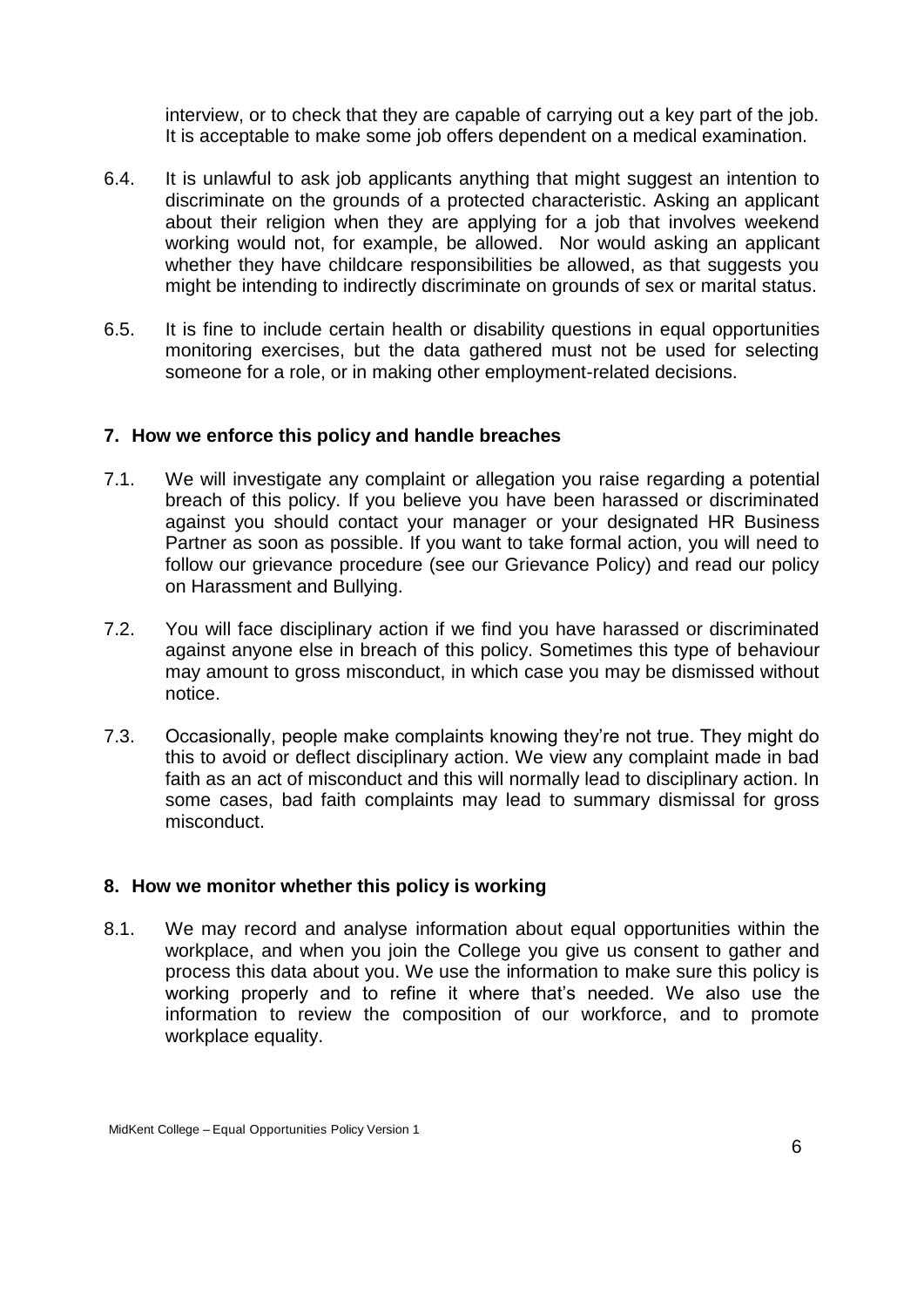interview, or to check that they are capable of carrying out a key part of the job. It is acceptable to make some job offers dependent on a medical examination.

6.4. It is unlawful to ask job applicants anything that might suggest an intention to discriminate on the grounds of a protected characteristic. Asking an applicant about their religion when they are applying for a job that involves weekend working would not, for example, be allowed. Nor would asking an applicant whether they have childcare responsibilities be allowed, as that suggests you might be intending to indirectly discriminate on grounds of sex or marital status.

6.5. It is fine to include certain health or disability questions in equal opportunities monitoring exercises, but the data gathered must not be used for selecting someone for a role, or in making other employment-related decisions.

## 7. How we enforce this policy and handle breaches

7.1. We will investigate any complaint or allegation you raise regarding a potential breach of this policy. If you believe you have been harassed or discriminated against you should contact your manager or your designated HR Business Partner as soon as possible. If you want to take formal action, you will need to follow our grievance procedure (see our Grievance Policy) and read our policy on Harassment and Bullying.

7.2. You will face disciplinary action if we find you have harassed or discriminated against anyone else in breach of this policy. Sometimes this type of behaviour may amount to gross misconduct, in which case you may be dismissed without notice.

7.3. Occasionally, people make complaints knowing they're not true. They might do this to avoid or deflect disciplinary action. We view any complaint made in bad faith as an act of misconduct and this will normally lead to disciplinary action. In some cases, bad faith complaints may lead to summary dismissal for gross misconduct.

## 8. How we monitor whether this policy is working

8.1. We may record and analyse information about equal opportunities within the workplace, and when you join the College you give us consent to gather and process this data about you. We use the information to make sure this policy is working properly and to refine it where that's needed. We also use the information to review the composition of our workforce, and to promote workplace equality.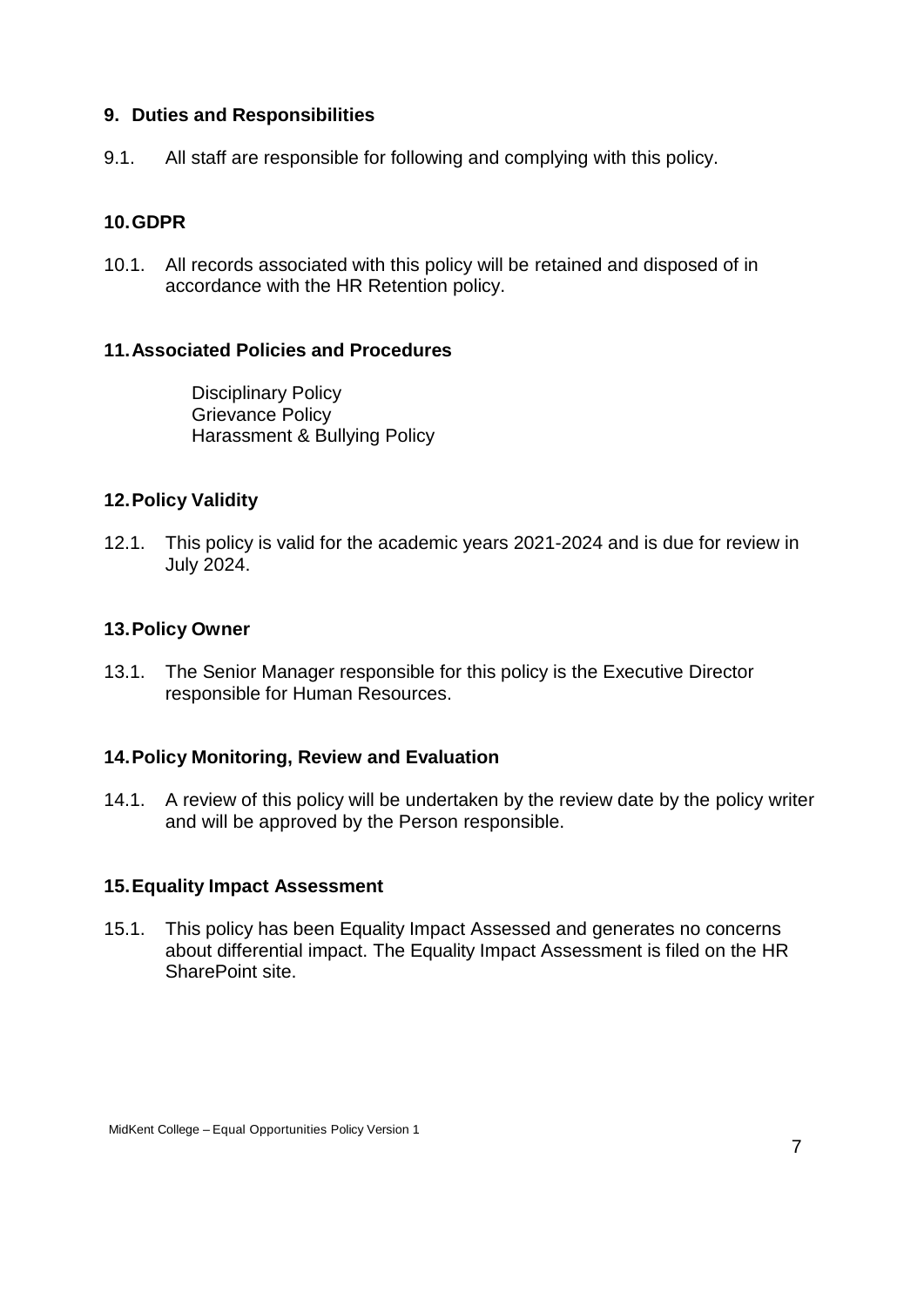## 9. Duties and Responsibilities

9.1. All staff are responsible for following and complying with this policy.

## 10. GDPR

10.1. All records associated with this policy will be retained and disposed of in accordance with the HR Retention policy.

## 11. Associated Policies and Procedures

Disciplinary Policy
Grievance Policy
Harassment & Bullying Policy

## 12. Policy Validity

12.1. This policy is valid for the academic years 2021-2024 and is due for review in July 2024.

## 13. Policy Owner

13.1. The Senior Manager responsible for this policy is the Executive Director responsible for Human Resources.

## 14. Policy Monitoring, Review and Evaluation

14.1. A review of this policy will be undertaken by the review date by the policy writer and will be approved by the Person responsible.

## 15. Equality Impact Assessment

15.1. This policy has been Equality Impact Assessed and generates no concerns about differential impact. The Equality Impact Assessment is filed on the HR SharePoint site.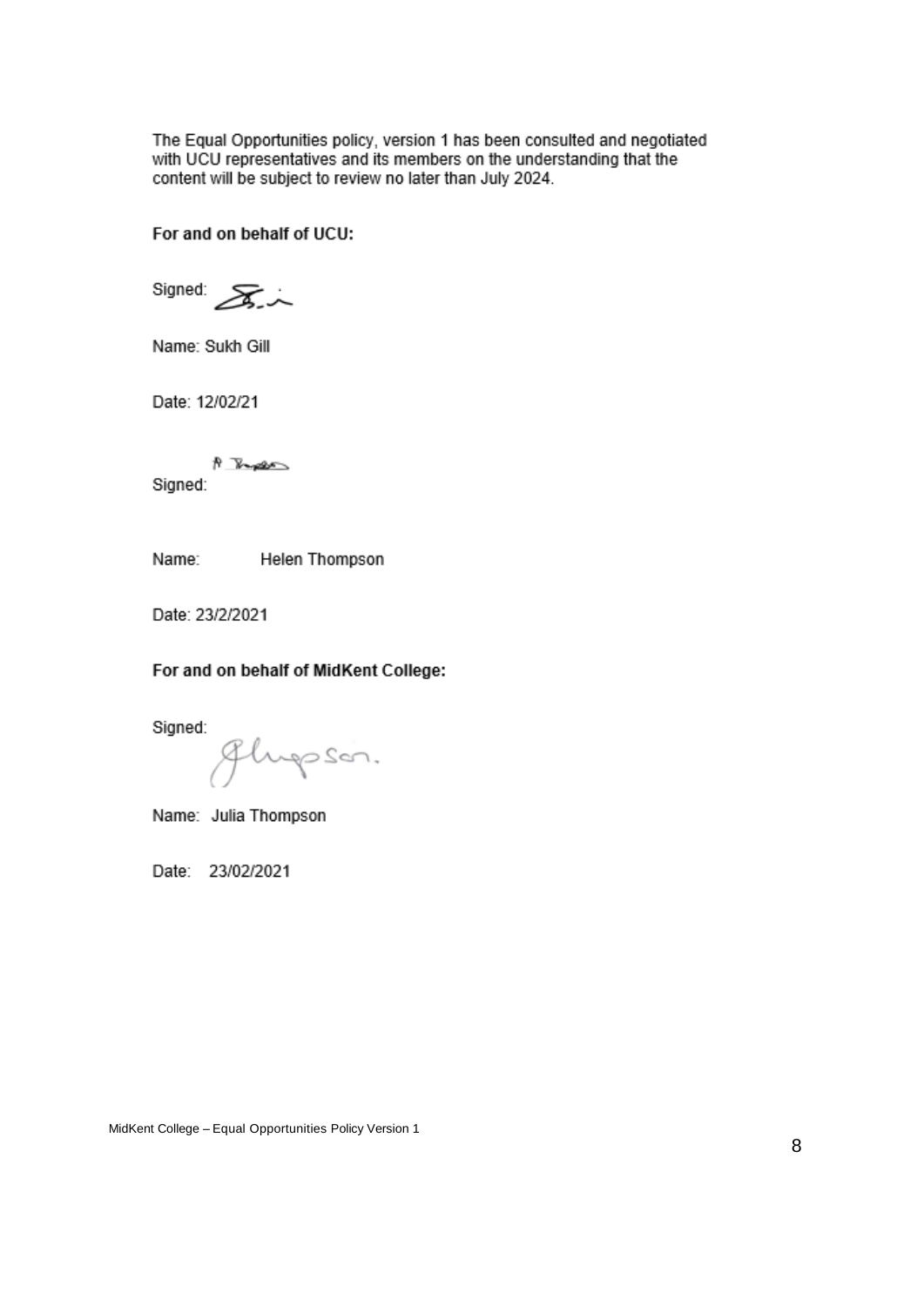The Equal Opportunities policy, version 1 has been consulted and negotiated with UCU representatives and its members on the understanding that the content will be subject to review no later than July 2024.

**For and on behalf of UCU:**

Signed:

Name: Sukh Gill

Date: 12/02/21

Signed:

Name: Helen Thompson

Date: 23/2/2021

**For and on behalf of MidKent College:**

Signed:

Name: Julia Thompson

Date: 23/02/2021